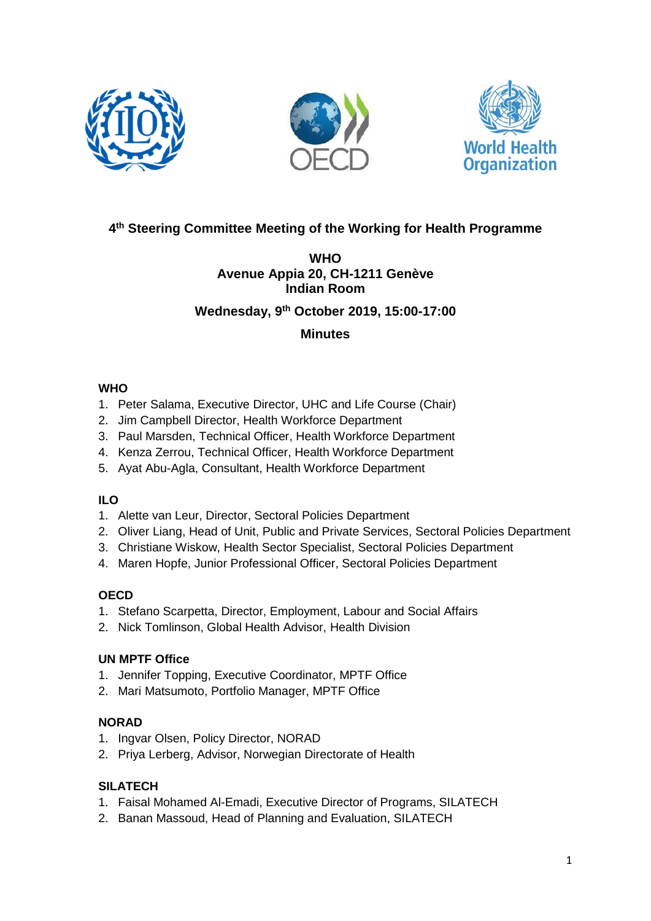# 4th Steering Committee Meeting of the Working for Health Programme

**WHO**
**Avenue Appia 20, CH-1211 Genève**
**Indian Room**

**Wednesday, 9th October 2019, 15:00-17:00**

**Minutes**

**WHO**

1. Peter Salama, Executive Director, UHC and Life Course (Chair)
2. Jim Campbell Director, Health Workforce Department
3. Paul Marsden, Technical Officer, Health Workforce Department
4. Kenza Zerrou, Technical Officer, Health Workforce Department
5. Ayat Abu-Agla, Consultant, Health Workforce Department

**ILO**

1. Alette van Leur, Director, Sectoral Policies Department
2. Oliver Liang, Head of Unit, Public and Private Services, Sectoral Policies Department
3. Christiane Wiskow, Health Sector Specialist, Sectoral Policies Department
4. Maren Hopfe, Junior Professional Officer, Sectoral Policies Department

**OECD**

1. Stefano Scarpetta, Director, Employment, Labour and Social Affairs
2. Nick Tomlinson, Global Health Advisor, Health Division

**UN MPTF Office**

1. Jennifer Topping, Executive Coordinator, MPTF Office
2. Mari Matsumoto, Portfolio Manager, MPTF Office

**NORAD**

1. Ingvar Olsen, Policy Director, NORAD
2. Priya Lerberg, Advisor, Norwegian Directorate of Health

**SILATECH**

1. Faisal Mohamed Al-Emadi, Executive Director of Programs, SILATECH
2. Banan Massoud, Head of Planning and Evaluation, SILATECH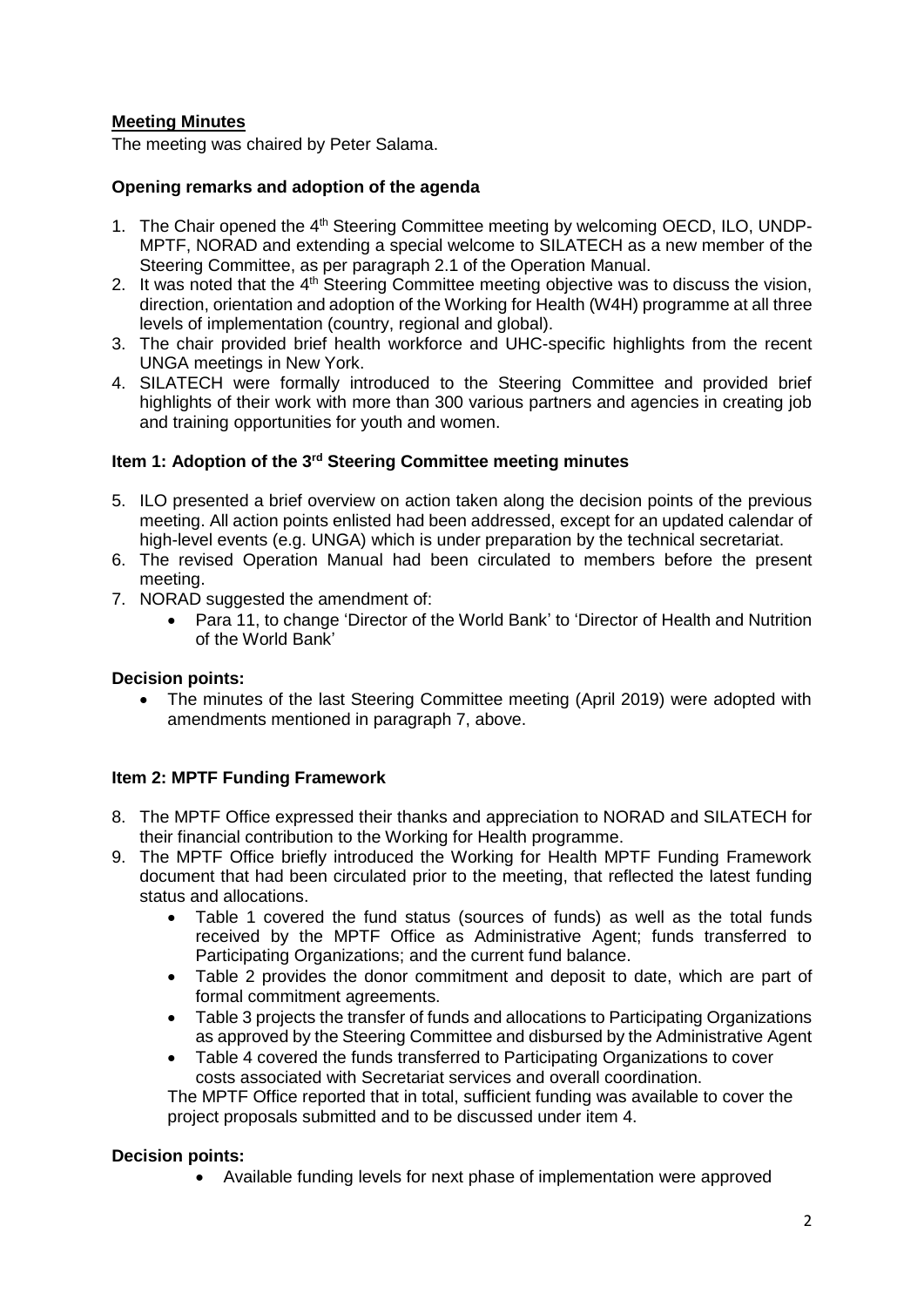**Meeting Minutes**

The meeting was chaired by Peter Salama.

**Opening remarks and adoption of the agenda**

1. The Chair opened the 4th Steering Committee meeting by welcoming OECD, ILO, UNDP-MPTF, NORAD and extending a special welcome to SILATECH as a new member of the Steering Committee, as per paragraph 2.1 of the Operation Manual.
2. It was noted that the 4th Steering Committee meeting objective was to discuss the vision, direction, orientation and adoption of the Working for Health (W4H) programme at all three levels of implementation (country, regional and global).
3. The chair provided brief health workforce and UHC-specific highlights from the recent UNGA meetings in New York.
4. SILATECH were formally introduced to the Steering Committee and provided brief highlights of their work with more than 300 various partners and agencies in creating job and training opportunities for youth and women.

**Item 1: Adoption of the 3rd Steering Committee meeting minutes**

5. ILO presented a brief overview on action taken along the decision points of the previous meeting. All action points enlisted had been addressed, except for an updated calendar of high-level events (e.g. UNGA) which is under preparation by the technical secretariat.
6. The revised Operation Manual had been circulated to members before the present meeting.
7. NORAD suggested the amendment of:
   - Para 11, to change 'Director of the World Bank' to 'Director of Health and Nutrition of the World Bank'

**Decision points:**

- The minutes of the last Steering Committee meeting (April 2019) were adopted with amendments mentioned in paragraph 7, above.

**Item 2: MPTF Funding Framework**

8. The MPTF Office expressed their thanks and appreciation to NORAD and SILATECH for their financial contribution to the Working for Health programme.
9. The MPTF Office briefly introduced the Working for Health MPTF Funding Framework document that had been circulated prior to the meeting, that reflected the latest funding status and allocations.
   - Table 1 covered the fund status (sources of funds) as well as the total funds received by the MPTF Office as Administrative Agent; funds transferred to Participating Organizations; and the current fund balance.
   - Table 2 provides the donor commitment and deposit to date, which are part of formal commitment agreements.
   - Table 3 projects the transfer of funds and allocations to Participating Organizations as approved by the Steering Committee and disbursed by the Administrative Agent
   - Table 4 covered the funds transferred to Participating Organizations to cover costs associated with Secretariat services and overall coordination.

   The MPTF Office reported that in total, sufficient funding was available to cover the project proposals submitted and to be discussed under item 4.

**Decision points:**

- Available funding levels for next phase of implementation were approved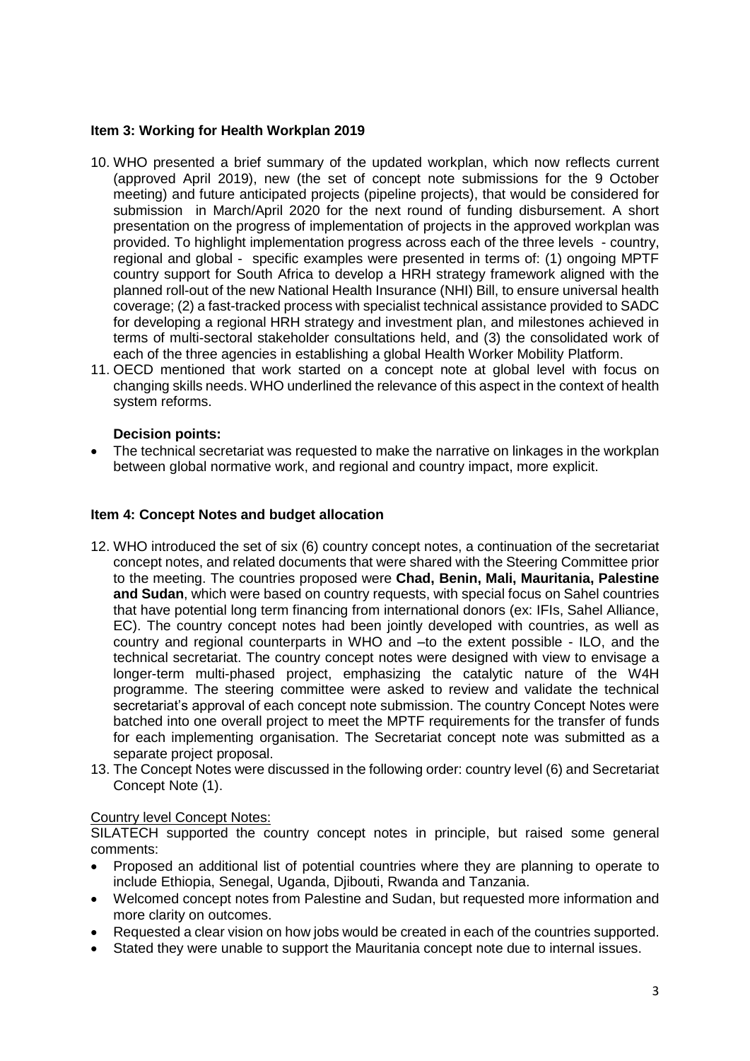### Item 3: Working for Health Workplan 2019

10. WHO presented a brief summary of the updated workplan, which now reflects current (approved April 2019), new (the set of concept note submissions for the 9 October meeting) and future anticipated projects (pipeline projects), that would be considered for submission in March/April 2020 for the next round of funding disbursement. A short presentation on the progress of implementation of projects in the approved workplan was provided. To highlight implementation progress across each of the three levels - country, regional and global - specific examples were presented in terms of: (1) ongoing MPTF country support for South Africa to develop a HRH strategy framework aligned with the planned roll-out of the new National Health Insurance (NHI) Bill, to ensure universal health coverage; (2) a fast-tracked process with specialist technical assistance provided to SADC for developing a regional HRH strategy and investment plan, and milestones achieved in terms of multi-sectoral stakeholder consultations held, and (3) the consolidated work of each of the three agencies in establishing a global Health Worker Mobility Platform.
11. OECD mentioned that work started on a concept note at global level with focus on changing skills needs. WHO underlined the relevance of this aspect in the context of health system reforms.

**Decision points:**

- The technical secretariat was requested to make the narrative on linkages in the workplan between global normative work, and regional and country impact, more explicit.

### Item 4: Concept Notes and budget allocation

12. WHO introduced the set of six (6) country concept notes, a continuation of the secretariat concept notes, and related documents that were shared with the Steering Committee prior to the meeting. The countries proposed were **Chad, Benin, Mali, Mauritania, Palestine and Sudan**, which were based on country requests, with special focus on Sahel countries that have potential long term financing from international donors (ex: IFIs, Sahel Alliance, EC). The country concept notes had been jointly developed with countries, as well as country and regional counterparts in WHO and –to the extent possible - ILO, and the technical secretariat. The country concept notes were designed with view to envisage a longer-term multi-phased project, emphasizing the catalytic nature of the W4H programme. The steering committee were asked to review and validate the technical secretariat's approval of each concept note submission. The country Concept Notes were batched into one overall project to meet the MPTF requirements for the transfer of funds for each implementing organisation. The Secretariat concept note was submitted as a separate project proposal.
13. The Concept Notes were discussed in the following order: country level (6) and Secretariat Concept Note (1).

<u>Country level Concept Notes:</u>

SILATECH supported the country concept notes in principle, but raised some general comments:

- Proposed an additional list of potential countries where they are planning to operate to include Ethiopia, Senegal, Uganda, Djibouti, Rwanda and Tanzania.
- Welcomed concept notes from Palestine and Sudan, but requested more information and more clarity on outcomes.
- Requested a clear vision on how jobs would be created in each of the countries supported.
- Stated they were unable to support the Mauritania concept note due to internal issues.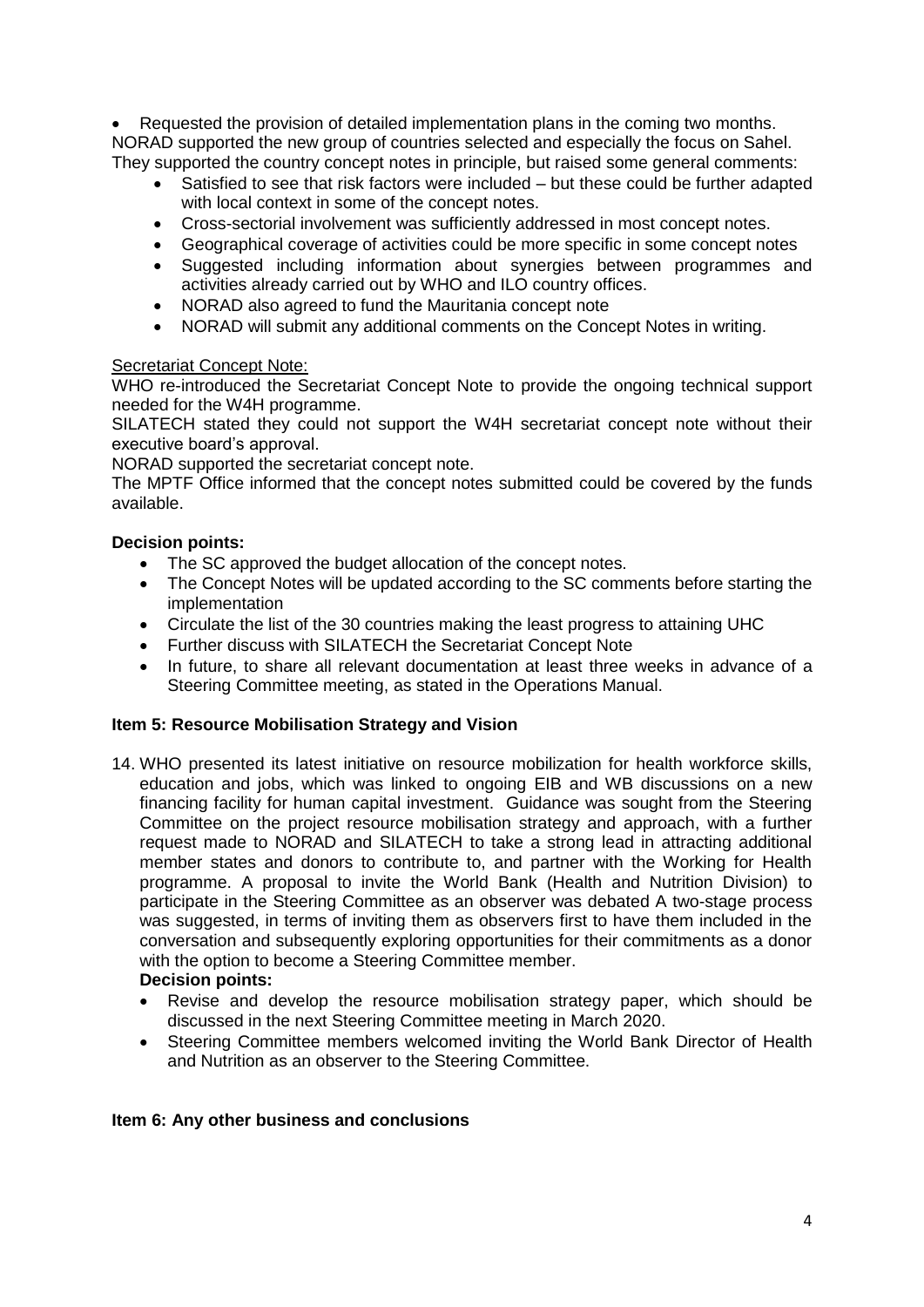- Requested the provision of detailed implementation plans in the coming two months.

NORAD supported the new group of countries selected and especially the focus on Sahel. They supported the country concept notes in principle, but raised some general comments:

- Satisfied to see that risk factors were included – but these could be further adapted with local context in some of the concept notes.
- Cross-sectorial involvement was sufficiently addressed in most concept notes.
- Geographical coverage of activities could be more specific in some concept notes
- Suggested including information about synergies between programmes and activities already carried out by WHO and ILO country offices.
- NORAD also agreed to fund the Mauritania concept note
- NORAD will submit any additional comments on the Concept Notes in writing.

Secretariat Concept Note:

WHO re-introduced the Secretariat Concept Note to provide the ongoing technical support needed for the W4H programme.

SILATECH stated they could not support the W4H secretariat concept note without their executive board's approval.

NORAD supported the secretariat concept note.

The MPTF Office informed that the concept notes submitted could be covered by the funds available.

**Decision points:**

- The SC approved the budget allocation of the concept notes.
- The Concept Notes will be updated according to the SC comments before starting the implementation
- Circulate the list of the 30 countries making the least progress to attaining UHC
- Further discuss with SILATECH the Secretariat Concept Note
- In future, to share all relevant documentation at least three weeks in advance of a Steering Committee meeting, as stated in the Operations Manual.

**Item 5: Resource Mobilisation Strategy and Vision**

14. WHO presented its latest initiative on resource mobilization for health workforce skills, education and jobs, which was linked to ongoing EIB and WB discussions on a new financing facility for human capital investment. Guidance was sought from the Steering Committee on the project resource mobilisation strategy and approach, with a further request made to NORAD and SILATECH to take a strong lead in attracting additional member states and donors to contribute to, and partner with the Working for Health programme. A proposal to invite the World Bank (Health and Nutrition Division) to participate in the Steering Committee as an observer was debated A two-stage process was suggested, in terms of inviting them as observers first to have them included in the conversation and subsequently exploring opportunities for their commitments as a donor with the option to become a Steering Committee member.

    **Decision points:**

    - Revise and develop the resource mobilisation strategy paper, which should be discussed in the next Steering Committee meeting in March 2020.
    - Steering Committee members welcomed inviting the World Bank Director of Health and Nutrition as an observer to the Steering Committee.

**Item 6: Any other business and conclusions**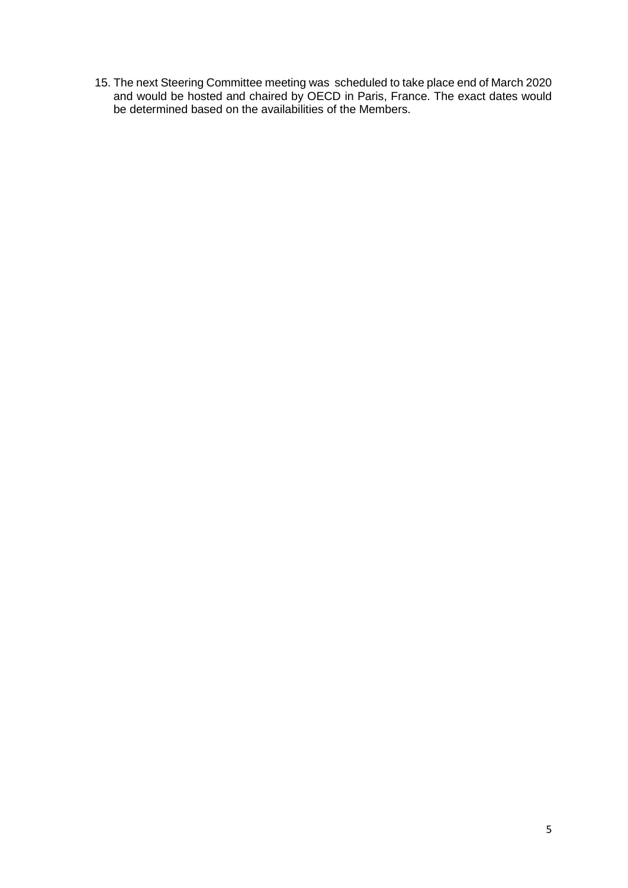15. The next Steering Committee meeting was scheduled to take place end of March 2020 and would be hosted and chaired by OECD in Paris, France. The exact dates would be determined based on the availabilities of the Members.